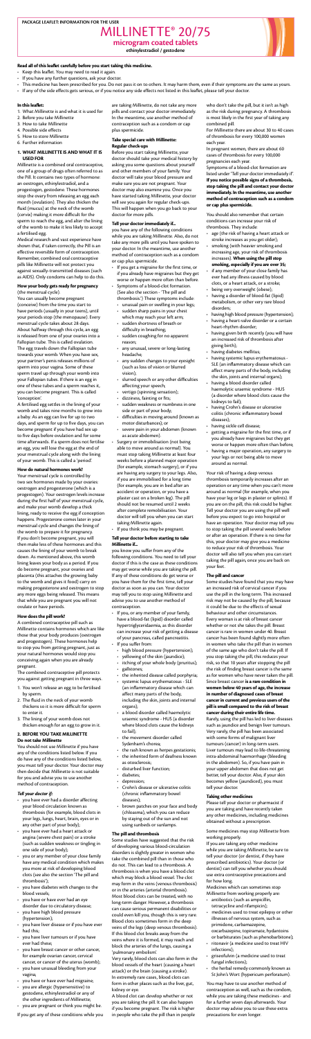PACKAGE LEAFLET: INFORMATION FOR THE USER

# MILLINETTE® 20/75

## micrograms coated tablets

**ethinylestradiol / gestodene**

**Read all of this leaflet carefully before you start taking this medicine.**

- Keep this leaflet. You may need to read it again.
- If you have any further questions, ask your doctor.
- This medicine has been prescribed for you. Do not pass it on to others. It may harm them, even if their symptoms are the same as yours.
- If any of the side effects gets serious, or if you notice any side effects not listed in this leaflet, please tell your doctor.

**In this leaflet:**

1. What Millinette is and what it is used for
2. Before you take Millinette
3. How to take Millinette
4. Possible side effects
5. How to store Millinette
6. Further information

### 1. WHAT MILLINETTE IS AND WHAT IT IS USED FOR

Millinette is a combined oral contraceptive, one of a group of drugs often referred to as the Pill. It contains two types of hormone: an oestrogen, ethinylestradiol, and a progestogen, gestodene. These hormones stop the ovary from releasing an egg each month (ovulation). They also thicken the fluid (mucus) at the neck of the womb (cervix) making it more difficult for the sperm to reach the egg, and alter the lining of the womb to make it less likely to accept a fertilised egg.

Medical research and vast experience have shown that, if taken correctly, the Pill is an effective reversible form of contraception. Remember, combined oral contraceptive pills like Millinette will not protect you against sexually-transmitted diseases (such as AIDS). Only condoms can help to do this.

**How your body gets ready for pregnancy** (the menstrual cycle)

You can usually become pregnant (conceive) from the time you start to have periods (usually in your teens), until your periods stop (the menopause). Every menstrual cycle takes about 28 days. About halfway through this cycle, an egg is released from one of your ovaries into a Fallopian tube. This is called ovulation. The egg travels down the Fallopian tube towards your womb. When you have sex, your partner's penis releases millions of sperm into your vagina. Some of these sperm travel up through your womb into your Fallopian tubes. If there is an egg in one of these tubes and a sperm reaches it, you can become pregnant. This is called 'conception'.

A fertilised egg settles in the lining of your womb and takes nine months to grow into a baby. As an egg can live for up to two days, and sperm for up to five days, you can become pregnant if you have had sex up to five days before ovulation and for some time afterwards. If a sperm does not fertilise an egg, you will lose the egg at the end of your menstrual cycle along with the lining of your womb. This is called a 'period'.

**How do natural hormones work?**

Your menstrual cycle is controlled by two sex hormones made by your ovaries: oestrogen and progesterone (which is a progestogen). Your oestrogen levels increase during the first half of your menstrual cycle, and make your womb develop a thick lining, ready to receive the egg if conception happens. Progesterone comes later in your menstrual cycle and changes the lining of the womb to prepare it for pregnancy. If you don't become pregnant, you will then make less of these hormones and this causes the lining of your womb to break down. As mentioned above, this womb lining leaves your body as a period. If you do become pregnant, your ovaries and placenta (this attaches the growing baby to the womb and gives it food) carry on making progesterone and oestrogen to stop any more eggs being released. This means that while you are pregnant you will not ovulate or have periods.

**How does the pill work?**

A combined contraceptive pill such as Millinette contains hormones which are like those that your body produces (oestrogen and progestogen). These hormones help to stop you from getting pregnant, just as your natural hormones would stop you conceiving again when you are already pregnant.

The combined contraceptive pill protects you against getting pregnant in three ways.

1. You won't release an egg to be fertilised by sperm.
2. The fluid in the neck of your womb thickens so it is more difficult for sperm to enter it.
3. The lining of your womb does not thicken enough for an egg to grow in it.

### 2. BEFORE YOU TAKE MILLINETTE

**Do not take Millinette**

You should not use Millinette if you have any of the conditions listed below. If you do have any of the conditions listed below, you must tell your doctor. Your doctor may then decide that Millinette is not suitable for you and advise you to use another method of contraception.

***Tell your doctor if:***

- you have ever had a disorder affecting your blood circulation known as thrombosis (for example, blood clots in your legs, lungs, heart, brain, eyes or in any other part of your body);
- you have ever had a heart attack or angina (severe chest pain) or a stroke (such as sudden weakness or tingling in one side of your body);
- you or any member of your close family have any medical condition which makes you more at risk of developing blood clots (see also the section 'The pill and thrombosis');
- you have diabetes with changes to the blood vessels;
- you have or have ever had an eye disorder due to circulatory disease;
- you have high blood pressure (hypertension);
- you have liver disease or if you have ever had this;
- you have liver tumours or if you have ever had these;
- you have breast cancer or other cancer, for example ovarian cancer, cervical cancer, or cancer of the uterus (womb);
- you have unusual bleeding from your vagina;
- you have or have ever had migraine;
- you are allergic (hypersensitive) to gestodene, ethinylestradiol or any of the other ingredients of Millinette;
- you are pregnant or think you might be.

If you get any of these conditions while you are taking Millinette, do not take any more pills and contact your doctor immediately. In the meantime, use another method of contraception such as a condom or cap plus spermicide.

**Take special care with Millinette: Regular check-ups**

Before you start taking Millinette, your doctor should take your medical history by asking you some questions about yourself and other members of your family. Your doctor will take your blood pressure and make sure you are not pregnant. Your doctor may also examine you. Once you have started taking Millinette, your doctor will see you again for regular check-ups. This will happen when you go back to your doctor for more pills.

**Tell your doctor immediately if...**

you have any of the following conditions while you are taking Millinette. Also, do not take any more pills until you have spoken to your doctor. In the meantime, use another method of contraception such as a condom or cap plus spermicide.

- If you get a migraine for the first time, or if you already have migraines but they get worse or happen more often than before.
- Symptoms of a blood-clot formation. (See also the section - 'The pill and thrombosis'.) These symptoms include:
  - unusual pain or swelling in your legs;
  - sudden sharp pains in your chest which may reach your left arm;
  - sudden shortness of breath or difficulty in breathing;
  - sudden coughing for no apparent reason;
  - any unusual, severe or long-lasting headache;
  - any sudden changes to your eyesight (such as loss of vision or blurred vision);
  - slurred speech or any other difficulties affecting your speech;
  - vertigo (spinning sensation);
  - dizziness, fainting or fits;
  - sudden weakness or numbness in one side or part of your body;
  - difficulties in moving around (known as motor disturbances); or
  - severe pain in your abdomen (known as acute abdomen).
- Surgery or immobilisation (not being able to move around as normal). You must stop taking Millinette at least four weeks before a planned major operation (for example, stomach surgery), or if you are having any surgery to your legs. Also, if you are immobilised for a long time (for example, you are in bed after an accident or operation, or you have a plaster cast on a broken leg). The pill should not be resumed until 2 weeks after complete remobilisation. Your doctor will tell you when you can start taking Millinette again.
- If you think you may be pregnant.

**Tell your doctor before starting to take Millinette if...**

you know you suffer from any of the following conditions. You need to tell your doctor if this is the case as these conditions may get worse while you are taking the pill. If any of these conditions do get worse or you have them for the first time, tell your doctor as soon as you can. Your doctor may tell you to stop using Millinette and advise you to use another method of contraception.

- If you, or any member of your family, have a blood-fat (lipid) disorder called hypertriglyceridaemia, as this disorder can increase your risk of getting a disease of your pancreas, called pancreatitis.
- If you suffer from:
  - high blood pressure (hypertension);
  - yellowing of the skin (jaundice);
  - itching of your whole body (pruritus);
  - gallstones;
  - the inherited disease called porphyria;
  - systemic lupus erythematosus - SLE (an inflammatory disease which can affect many parts of the body, including the skin, joints and internal organs);
  - a blood disorder called haemolytic uraemic syndrome - HUS (a disorder where blood clots cause the kidneys to fail);
  - the movement disorder called Sydenham's chorea;
  - the rash known as herpes gestationis;
  - the inherited form of deafness known as otosclerosis;
  - disturbed liver function;
  - diabetes;
  - depression;
  - Crohn's disease or ulcerative colitis (chronic inflammatory bowel diseases);
  - brown patches on your face and body (chloasma), which you can reduce by staying out of the sun and not using sunbeds or sunlamps.

**The pill and thrombosis**

Some studies have suggested that the risk of developing various blood-circulation disorders is slightly greater in women who take the combined pill than in those who do not. This can lead to a thrombosis. A thrombosis is when you have a blood clot which may block a blood vessel. The clot may form in the veins (venous thrombosis) or in the arteries (arterial thrombosis). Most blood clots can be treated, with no long-term danger. However, a thrombosis can cause serious permanent disabilities or could even kill you, though this is very rare. Blood clots sometimes form in the deep veins of the legs (deep venous thrombosis). If this blood clot breaks away from the veins where it is formed, it may reach and block the arteries of the lungs, causing a 'pulmonary embolism'.

Very rarely, blood clots can also form in the blood vessels of the heart (causing a heart attack) or the brain (causing a stroke). In extremely rare cases, blood clots can form in other places such as the liver, gut, kidney or eye.

A blood clot can develop whether or not you are taking the pill. It can also happen if you become pregnant. The risk is higher in people who take the pill than in people who don't take the pill, but it isn't as high as the risk during pregnancy. A thrombosis is most likely in the first year of taking any combined pill.

For Millinette there are about 30 to 40 cases of thrombosis for every 100,000 women each year.

In pregnant women, there are about 60 cases of thrombosis for every 100,000 pregnancies each year.

Symptoms of a blood-clot formation are listed under 'Tell your doctor immediately if'. **If you notice possible signs of a thrombosis, stop taking the pill and contact your doctor immediately. In the meantime, use another method of contraception such as a condom or cap plus spermicide.**

You should also remember that certain conditions can increase your risk of thrombosis. They include:

- age (the risk of having a heart attack or stroke increases as you get older);
- smoking (with heavier smoking and increasing age, your risk of thrombosis increases). **When using the pill stop smoking, especially if you are over 35;**
- if any member of your close family has ever had any illness caused by blood clots, or a heart attack, or a stroke;
- being very overweight (obese);
- having a disorder of blood-fat (lipid) metabolism, or other very rare blood disorders;
- having high blood pressure (hypertension);
- having a heart-valve disorder or a certain heart-rhythm disorder;
- having given birth recently (you will have an increased risk of thrombosis after giving birth);
- having diabetes mellitus;
- having systemic lupus erythematosus - SLE (an inflammatory disease which can affect many parts of the body, including the skin, joints and internal organs);
- having a blood disorder called haemolytic uraemic syndrome - HUS (a disorder where blood clots cause the kidneys to fail);
- having Crohn's disease or ulcerative colitis (chronic inflammatory bowel diseases);
- having sickle cell disease;
- getting a migraine for the first time, or if you already have migraines but they get worse or happen more often than before;
- having a major operation, any surgery to your legs or not being able to move around as normal.

Your risk of having a deep venous thrombosis temporarily increases after an operation or any time when you can't move around as normal (for example, when you have your leg or legs in plaster or splints). If you are on the pill, this risk could be higher. Tell your doctor you are using the pill well before you expect to go into hospital or have an operation. Your doctor may tell you to stop taking the pill several weeks before or after an operation. If there is no time for this, your doctor may give you a medicine to reduce your risk of thrombosis. Your doctor will also tell you when you can start taking the pill again, once you are back on your feet.

**The pill and cancer**

Some studies have found that you may have an increased risk of cervical cancer if you use the pill in the long term. This increased risk may not be caused by the pill, because it could be due to the effects of sexual behaviour and other circumstances.

Every woman is at risk of breast cancer whether or not she takes the pill. Breast cancer is rare in women under 40. Breast cancer has been found slightly more often in women who take the pill than in women of the same age who don't take the pill. If you stop taking the pill, this reduces your risk, so that 10 years after stopping the pill the risk of finding breast cancer is the same as for women who have never taken the pill. Since breast cancer **is a rare condition in women below 40 years of age, the increase in number of diagnosed cases of breast cancer in current and previous users of the pill is small compared to the risk of breast cancer during their entire life time.**

Rarely, using the pill has led to liver diseases such as jaundice and benign liver tumours. Very rarely, the pill has been associated with some forms of malignant liver tumours (cancer) in long-term users. Liver tumours may lead to life-threatening intra-abdominal haemorrhage (bleeding in the abdomen). So, if you have pain in your upper abdomen that does not get better, tell your doctor. Also, if your skin becomes yellow (jaundiced), you must tell your doctor.

**Taking other medicines**

Please tell your doctor or pharmacist if you are taking and have recently taken any other medicines, including medicines obtained without a prescription.

Some medicines may stop Millinette from working properly.

If you are taking any other medicine while you are taking Millinette, be sure to tell your doctor (or dentist, if they have prescribed antibiotics). Your doctor (or dentist) can tell you whether you should use extra contraceptive precautions and for how long.

Medicines which can sometimes stop Millinette from working properly are:

- antibiotics (such as ampicillin, tetracycline and rifampicin);
- medicines used to treat epilepsy or other illnesses of nervous system, such as primidone, carbamazepine, oxcarbazepine, topiramate, hydantoins or barbiturates (such as phenobarbitone);
- ritonavir (a medicine used to treat HIV infections);
- griseofulvin (a medicine used to treat fungal infections);
- the herbal remedy commonly known as St John's Wort (hypericum perforatum).

You may have to use another method of contraception as well, such as the condom, while you are taking these medicines - and for a further seven days afterwards. Your doctor may advise you to use these extra precautions for even longer.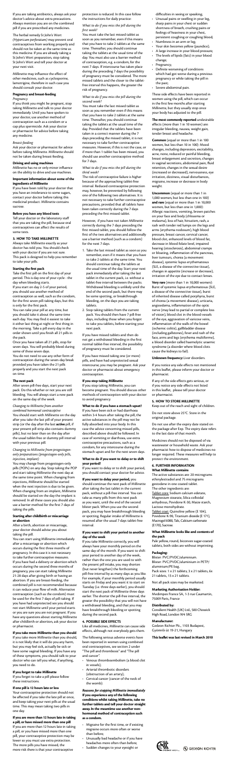If you are taking antibiotics, always ask your doctor's advice about extra precautions. Always mention you are on the combined pill if you are prescribed any medicines.

The herbal remedy St John's Wort (*Hypericum perforatum*) may prevent oral contraceptives from working properly and should not be taken at the same time as this medicine. If you are already taking a St John's Wort preparation, stop taking St John's Wort and tell your doctor at your next visit.

Millinette may influence the effect of other medicines, such as cyclosporine, lamotrigine, therefore in such case you should consult your doctor.

### Pregnancy and breast-feeding

*Pregnancy*

If you think you might be pregnant, stop taking Millinette and talk to your doctor immediately. Until you have spoken to your doctor, use another method of contraception such as a condom or a cap plus spermicide. Ask your doctor or pharmacist for advice before taking any medicine.

*Breast-feeding*

Ask your doctor or pharmacist for advice before taking Millinette. Millinette should not be taken during breast-feeding.

### Driving and using machines

Millinette has no or only minor influence on the ability to drive and use machines.

### Important information about some of the ingredients of Millinette

If you have been told by your doctor that you have an intolerance to some sugars, contact your doctor before taking this medicinal product. Millinette contains sucrose.

### Before you have any blood tests

Tell your doctor or the laboratory staff that you are taking the pill, because oral contraceptives can affect the results of some tests.

## 3. HOW TO TAKE MILLINETTE

Always take Millinette exactly as your doctor has told you. You should check with your doctor if you are not sure. This pack is designed to help you remember to take your pills.

### Starting the first pack

Take the first pill on the first day of your period. This is day one of your cycle - the day when bleeding starts.

If you start on day 2-5 of your period, you should use another method of contraception as well, such as the condom, for the first seven pill-taking days, but this is only for the first pack.

You can take your pill at any time, but you should take it about the same time each day. You may find it easiest to take it either last thing at night or first thing in the morning. Take a pill every day in the order shown until you finish all 21 pills in the pack.

Once you have taken all 21 pills, stop for seven days. You will probably bleed during some of these seven days.

You do not need to use any other form of contraception during the seven-day break provided you have taken the 21 pills properly and you start the next pack on time.

### The next pack

After seven pill-free days, start your next pack. Do this whether or not you are still bleeding. You will always start a new pack on the same day of the week.

*Changing to Millinette from another combined hormonal contraceptive*

You should start with Millinette on the day after you take the last pill of your present strip (or the day after the last **active** pill, if your present pill strip also contains dummy pills), but no later than on the day after the usual tablet-free or dummy pill interval with your previous pill.

*Changing to Millinette from progestogen-only preparations (progestogen-only pills, injection, implant)*

You may change from progestogen-only pills (POPs) on any day. Stop taking the POP and start taking Millinette the next day at the same time point. When changing from injections, Millinette should be started when the next injection is due to be given. When changing from an implant, Millinette should be started on the day the implant is removed. In all these cases you should also use a barrier method for the first 7 days of taking the pills.

### Starting after childbirth or miscarriage or abortion

After a birth, abortion or miscarriage, your doctor should advise you about taking the pill.

You can start using Millinette immediately after a miscarriage or abortion which occurs during the first three months of pregnancy. In this case it is not necessary to take further contraceptive measures. If you have had a delivery or abortion which occurs during the second three months of pregnancy, you can start taking Millinette 21-28 days after giving birth or having an abortion. If you are breast-feeding, the combined pill is not recommended because it can reduce your flow of milk. Alternative contraception (such as the condom) must be used for the first 7 days of pill-taking. If you have had unprotected sex you should not start Millinette until your period starts or you are sure you are not pregnant. If you have any questions about starting Millinette after childbirth or abortion, ask your doctor or pharmacist.

### If you take more Millinette than you should

If you take more Millinette than you should, it is not likely that it will do you any harm, but you may feel sick, actually be sick or have some vaginal bleeding. If you have any of these symptoms, you should talk to your doctor who can tell you what, if anything, you need to do.

### If you forget to take Millinette

If you forget to take a pill please follow these instructions.

### If one pill is 12 hours late or less

Your contraceptive protection should not be affected if you take the late pill at once, and keep taking your next pills at the usual time. This may mean taking two pills in one day.

### If you are more than 12 hours late in taking a pill, or have missed more than one pill

If you are more than 12 hours late in taking a pill, or you have missed more than one pill, your contraceptive protection may be lower so you must use extra protection. The more pills you have missed, the more risk there is that your contraceptive protection is reduced. In this case follow the instructions for daily practice:

*What to do if you miss the pill during the first week?*

You must take the last missed tablet as soon as you remember, even if this means that you have to take 2 tablets at the same time. Thereafter, you should continue taking the tablets at the usual time of the day. You must also use a barrier method of contraception, e.g. a condom, for the next 7 days. If intercourse has taken place during the preceding 7 days the possibility of pregnancy must be considered. The more missed tablets and the closer to the tablet-free interval this happens, the greater the risk of pregnancy.

*What to do if you miss the pill during the second week?*

You must take the last missed tablet as soon as you remember even if this means that you have to take 2 tablets at the same time. Thereafter, you should continue taking the tablets at the usual time of the day. Provided that the tablets have been taken in a correct manner during the 7 days preceding the missed tablet, it is not necessary to take further contraceptive measures. However, if this is not the case, or if more than 1 tablet has been missed, you should use another contraceptive method for 7 days.

*What to do if you miss the pill during the third week?*

The risk of contraceptive failure is higher because of the approaching tablet-free interval. Reduced contraceptive protection may, however, be prevented by following one of the following two alternatives. It is not necessary to take further contraceptive precautions, provided that all tablets have been taken correctly during the 7 days preceding the first missed tablet.

However, if you have not taken Millinette correctly during the 7 days preceding the first missed tablet, you should follow the first of the two alternatives and additionally use a barrier method (such as a condom) for the next 7 days.

1. Take the last missed tablet as soon as you remember, even if it means that you have to take 2 tablets at the same time. You should continue taking the tablets at the usual time of the day. Start your next pack immediately after taking the last tablet in the current pack, i.e. without a tablet-free interval between the packs. Withdrawal bleeding is unlikely until the end of the second pack, but there may be some spotting, or breakthrough bleeding, on the days you are taking tablets.
2. Stop taking tablets from the current pack. You should then have 7 pill-free days, including those when you forgot to take you tablets, before starting your next pack.

If you have missed tablets and then do not get a withdrawal bleeding in the first normal tablet-free interval, the possibility of pregnancy must be considered.

If you have missed taking one (or more) pills, and have had unprotected sexual intercourse, you may be pregnant. Ask your doctor or pharmacist about emergency contraception.

### If you stop taking Millinette

If you stop taking Millinette, you can become pregnant. You should discuss other methods of contraception with your doctor to avoid pregnancy.

### What to do if you have a stomach upset?

If you have been sick or had diarrhoea within 3-4 hours after taking the pill, the active substances in the pill may not be fully absorbed into your body. In this case the advice concerning missed pills, described above should be followed. In case of vomiting or diarrhoea, use extra contraceptive precautions, such as a condom, for any intercourse during the stomach upset and for the next seven days.

### What to do if you want to delay or to shift your period?

If you want to delay or to shift your period, you should contact your doctor for advice.

**If you want to delay your period,** you should continue the next pack of Millinette after taking the last tablet in the current pack, without a pill-free interval. You can take as many pills from this next pack as you want, until the end of the second blister pack. When you use the second pack, you may have breakthrough bleeding or spotting. Regular intake of Millinette is resumed after the usual 7 days tablet-free interval.

### If you want to shift your period to another day of the week

If you take Millinette correctly, you will always have your monthly period on the same day of the month. If you want to shift your period to another day of the week, rather than the one you are used to with the present pill intake, you may shorten (but never lengthen) the forthcoming pill-free interval by as many days as you like. For example, if your monthly period usually starts on Friday and you want it to start on Tuesday (i.e. three days earlier), you should start the next pack of Millinette three days earlier. The shorter the pill-free interval, the greater the possibility that you will not have a withdrawal bleeding, and that you may have breakthrough bleeding or spotting during the second pack.

## 4. POSSIBLE SIDE EFFECTS

Like all medicines, Millinette can cause side effects, although not everybody gets them.

The following serious adverse events have been reported in women using combined oral contraceptives, see section 2 under "The pill and thrombosis" and "The pill and cancer":

- Venous thromboembolism (a blood clot in vessels);
- Arterial thrombotic disorders (obstruction of an artery);
- Cervical cancer (cancer of the neck of the womb).

***Reasons for stopping Millinette immediately*** **If you experience any of the following conditions whilst taking Millinette, take no further tablets and tell your doctor straight away. In the meantime use another non-hormonal method of contraception such as a condom.**

- Migraine for the first time, or if existing migraine occurs more often or worse than before;
- Unusually bad headache or if you have headaches more often than before;
- Sudden changes to your eyesight or difficulties in seeing or speaking;
- Unusual pains or swelling in your leg, sharp pains in your chest or sudden shortness of breath, crushing pains or feelings of heaviness in your chest, persistent coughing or coughing blood;
- Numbness in an arm or leg;
- Your skin becomes yellow (jaundice);
- A large increase in your blood pressure;
- The levels of lipids (fats) in your blood change;
- Pregnancy;
- Definite worsening of conditions which had got worse during a previous pregnancy or while taking the pill in the past;
- Severe abdominal pain.

These side effects have been reported in women using the pill, which can occur in the first few months after starting Millinette, but they usually stop once your body has adjusted to the pill.

**The most commonly reported** undesirable effects (more than 1 in 10 women) are: irregular bleeding, nausea, weight gain, tender breast and headache.

**Common** (equal or more than 1 in 100 women, but less than 10 in 100): Mood changes, including depression, excitability, acne, none, reduced or painful bleeding, breast enlargement and secretion, changes in vaginal secretions, abdominal pain, fluid retention, changes in the sexual desire (increased or decreased); nervousness, eye irritation, dizziness, visual disturbances, migraine, increase or decrease in body weight.

**Uncommon** (equal or more than 1 in 1,000 women, but less than one in 100) **and rare** (equal or more than 1 in 10,000 women, but less than one in 1,000): Allergic reactions, vomiting, brown patches on your face and body (chloasma or melasma), loss of hair, hirsutism, rash, a rash with tender red lumps on the legs and arms (erythema nodosum), high blood pressure, breast cancer, cervical cancer, blood clot, enhanced levels of blood fat, decrease in blood folate level, impaired hearing (otosclerosis), abdominal cramps or bloating, inflammation of the pancreas, liver tumours, chorea (a movement disease), systemic lupus erythematosus (SLE, a disease of the connective tissue), changes in appetite (increase or decrease), irritation of the eye due to contact lenses.

**Very rare** (more than 1 in 10,000 women): Burst of systemic lupus erythematosus (SLE, a disease of the connective tissue), burst of inherited disease called porphyria, burst of chorea (a movement disease), urticaria, angioedema, inflammation of the optic nerve (may lead to partial or complete loss of vision), blood clot in the blood-vessels of the eye, aggravation of varicose veins, inflammation of the walls of the bowel (ischemic colitis), gallbladder disease (including gallstones), fever and rash of the face, arms and legs (erythema multiforme), a blood disorder called haemolytic uraemic syndrome (a disorder where blood clots cause the kidneys to fail).

**Unknown frequency:** Liver disorders.

If you notice any side effects not mentioned in this leaflet, please inform your doctor or pharmacist.

If any of the side effects gets serious, or if you notice any side effects not listed in this leaflet, please tell your doctor or pharmacist.

## 5. HOW TO STORE MILLINETTE

Keep out of the reach and sight of children.

Do not store above 25°C. Store in the original package.

Do not use after the expiry date stated on the package after Exp. The expiry date refers to the last date of that month.

Medicines should not be disposed of via wastewater or household waste. Ask your pharmacist how to dispose of medicines no longer required. These measures will help to protect the environment.

## 6. FURTHER INFORMATION

### What Millinette contains

The active substances are: 20 micrograms ethinylestradiol and 75 micrograms gestodene in one coated tablet.

The other ingredients are:

Tablet core: Sodium calcium edetate, Magnesium stearate, Silica colloidal anhydrous, Povidone K-30, Maize starch, Lactose monohydrate.

Tablet coat: Quinoline yellow (E 104), Povidone K-90, Titanium dioxide (E 171), Macrogol 6000, Talc, Calcium carbonate (E170), Sucrose.

### What Millinette looks like and contents of the pack

Pale yellow, round, biconvex sugar-coated tablets, both sides are without imprinting.

### Packaging:

Blister: PVC/PVDC/aluminium.
Blister: PVC/PVDC/aluminium in PETP/aluminium/PE bag.
Pack sizes: 1 x 21 tablets; 3 x 21 tablets, 6x 21 tablets, 13 x 21 tablets.

Not all pack sizes may be marketed.

### Marketing Authorisation Holder:

Medimpex France SA, 1-3 rue Caumartin, 75009 Paris, France

### Distributed by:

Consilient Health (UK) Ltd., 500 Chiswick High Road, London W4 5RG

### Manufacturer:

Gedeon Richter Plc., 1103 Budapest, Gyömrői út 19-21, Hungary

**This leaflet was last revised in March 2010**

GEDEON RICHTER